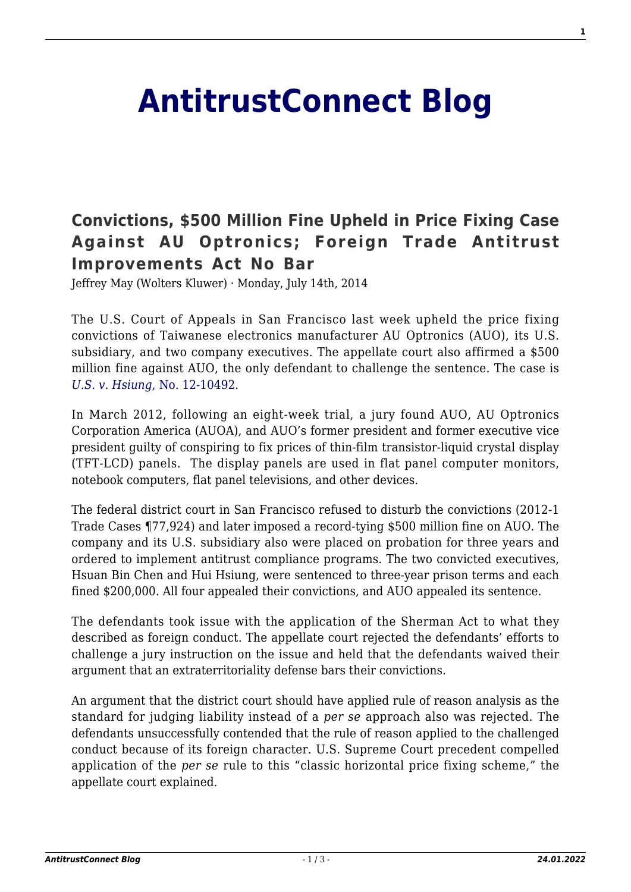# AntitrustConnect Blog

## Convictions, $500 Million Fine Upheld in Price Fixing Case Against AU Optronics; Foreign Trade Antitrust Improvements Act No Bar

Jeffrey May (Wolters Kluwer) · Monday, July 14th, 2014

The U.S. Court of Appeals in San Francisco last week upheld the price fixing convictions of Taiwanese electronics manufacturer AU Optronics (AUO), its U.S. subsidiary, and two company executives. The appellate court also affirmed a $500 million fine against AUO, the only defendant to challenge the sentence. The case is *U.S. v. Hsiung*, No. 12-10492.

In March 2012, following an eight-week trial, a jury found AUO, AU Optronics Corporation America (AUOA), and AUO's former president and former executive vice president guilty of conspiring to fix prices of thin-film transistor-liquid crystal display (TFT-LCD) panels. The display panels are used in flat panel computer monitors, notebook computers, flat panel televisions, and other devices.

The federal district court in San Francisco refused to disturb the convictions (2012-1 Trade Cases ¶77,924) and later imposed a record-tying $500 million fine on AUO. The company and its U.S. subsidiary also were placed on probation for three years and ordered to implement antitrust compliance programs. The two convicted executives, Hsuan Bin Chen and Hui Hsiung, were sentenced to three-year prison terms and each fined $200,000. All four appealed their convictions, and AUO appealed its sentence.

The defendants took issue with the application of the Sherman Act to what they described as foreign conduct. The appellate court rejected the defendants' efforts to challenge a jury instruction on the issue and held that the defendants waived their argument that an extraterritoriality defense bars their convictions.

An argument that the district court should have applied rule of reason analysis as the standard for judging liability instead of a *per se* approach also was rejected. The defendants unsuccessfully contended that the rule of reason applied to the challenged conduct because of its foreign character. U.S. Supreme Court precedent compelled application of the *per se* rule to this "classic horizontal price fixing scheme," the appellate court explained.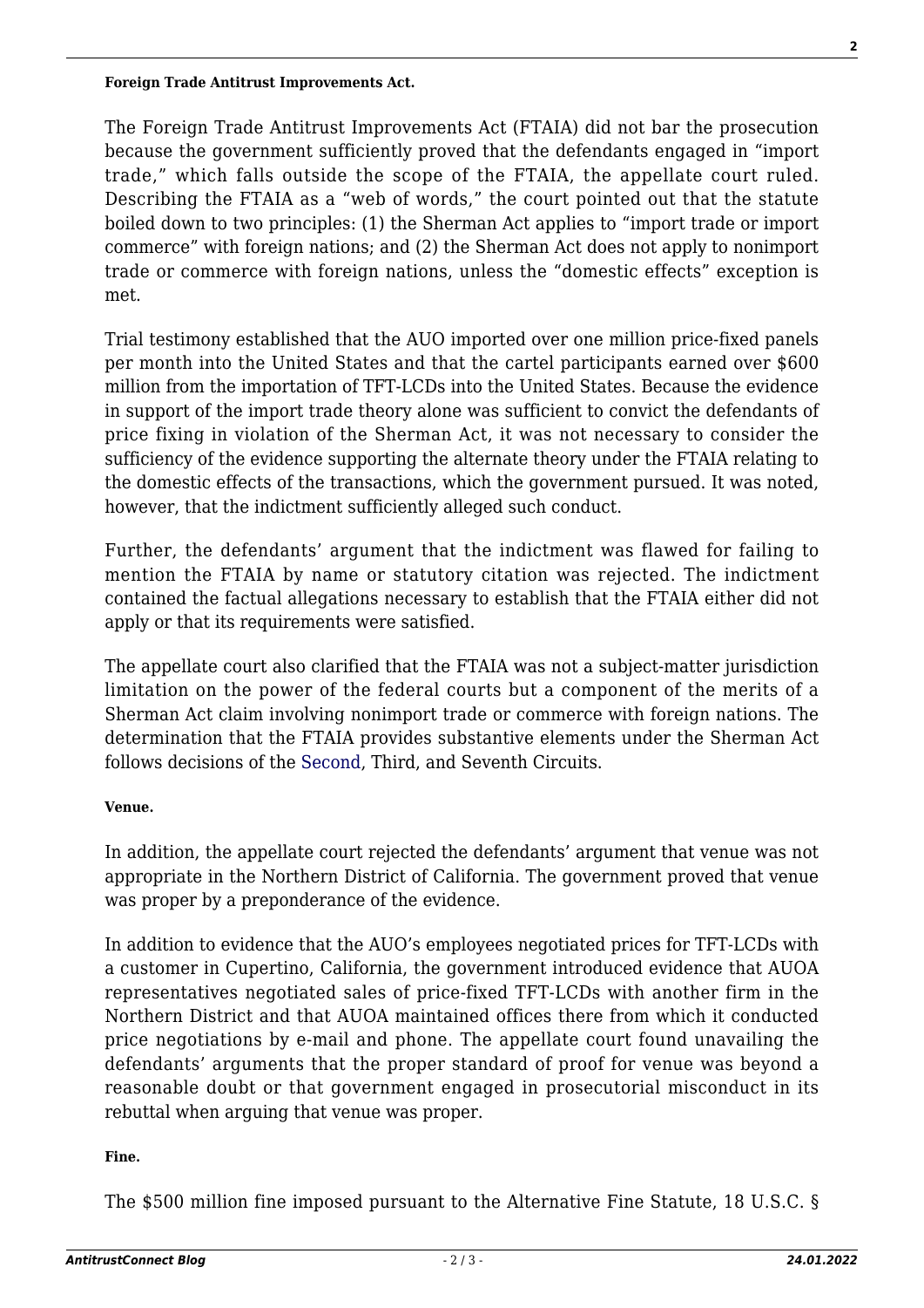**Foreign Trade Antitrust Improvements Act.**

The Foreign Trade Antitrust Improvements Act (FTAIA) did not bar the prosecution because the government sufficiently proved that the defendants engaged in "import trade," which falls outside the scope of the FTAIA, the appellate court ruled. Describing the FTAIA as a "web of words," the court pointed out that the statute boiled down to two principles: (1) the Sherman Act applies to "import trade or import commerce" with foreign nations; and (2) the Sherman Act does not apply to nonimport trade or commerce with foreign nations, unless the "domestic effects" exception is met.

Trial testimony established that the AUO imported over one million price-fixed panels per month into the United States and that the cartel participants earned over $600 million from the importation of TFT-LCDs into the United States. Because the evidence in support of the import trade theory alone was sufficient to convict the defendants of price fixing in violation of the Sherman Act, it was not necessary to consider the sufficiency of the evidence supporting the alternate theory under the FTAIA relating to the domestic effects of the transactions, which the government pursued. It was noted, however, that the indictment sufficiently alleged such conduct.

Further, the defendants' argument that the indictment was flawed for failing to mention the FTAIA by name or statutory citation was rejected. The indictment contained the factual allegations necessary to establish that the FTAIA either did not apply or that its requirements were satisfied.

The appellate court also clarified that the FTAIA was not a subject-matter jurisdiction limitation on the power of the federal courts but a component of the merits of a Sherman Act claim involving nonimport trade or commerce with foreign nations. The determination that the FTAIA provides substantive elements under the Sherman Act follows decisions of the Second, Third, and Seventh Circuits.

**Venue.**

In addition, the appellate court rejected the defendants' argument that venue was not appropriate in the Northern District of California. The government proved that venue was proper by a preponderance of the evidence.

In addition to evidence that the AUO's employees negotiated prices for TFT-LCDs with a customer in Cupertino, California, the government introduced evidence that AUOA representatives negotiated sales of price-fixed TFT-LCDs with another firm in the Northern District and that AUOA maintained offices there from which it conducted price negotiations by e-mail and phone. The appellate court found unavailing the defendants' arguments that the proper standard of proof for venue was beyond a reasonable doubt or that government engaged in prosecutorial misconduct in its rebuttal when arguing that venue was proper.

**Fine.**

The $500 million fine imposed pursuant to the Alternative Fine Statute, 18 U.S.C. §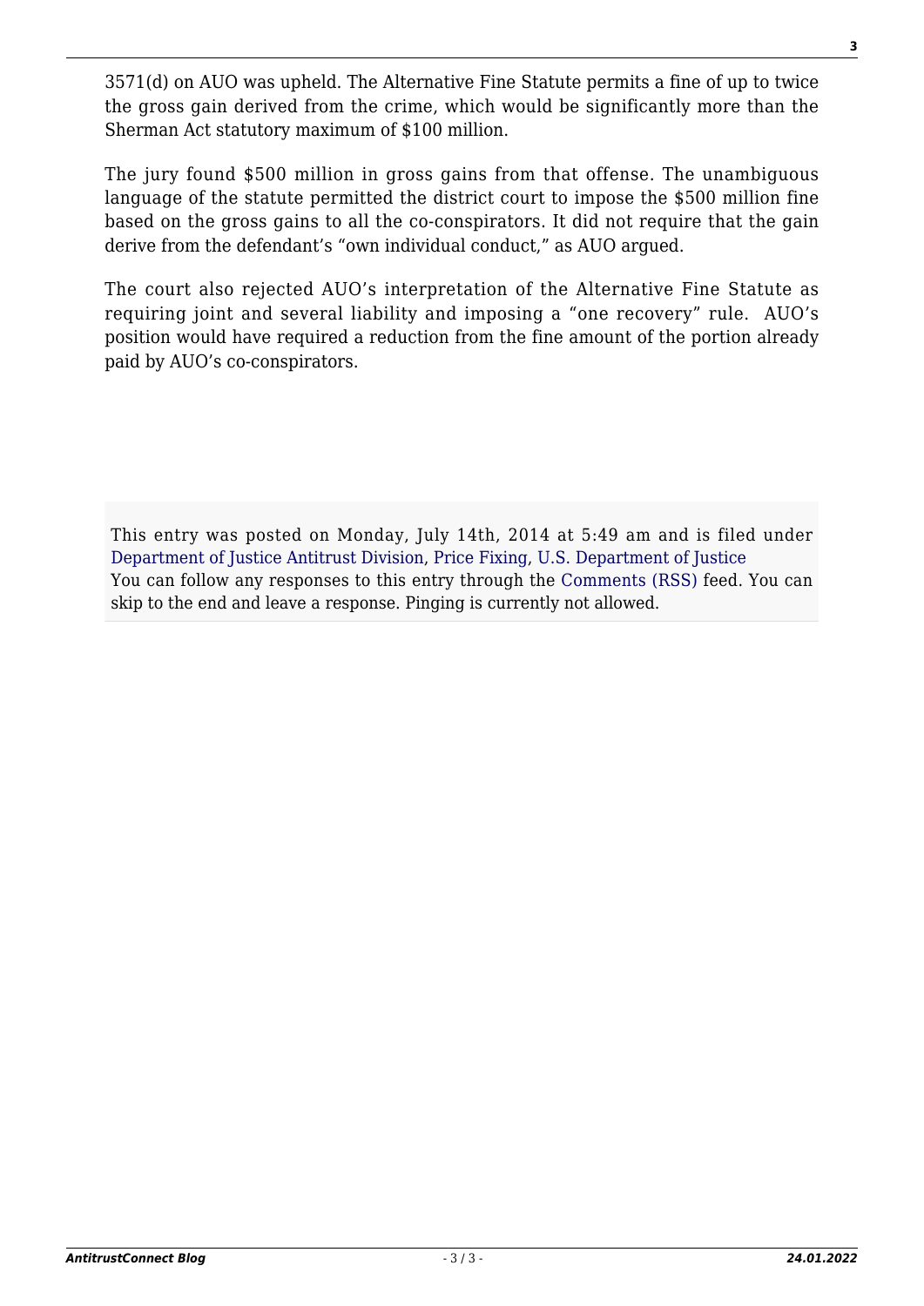3571(d) on AUO was upheld. The Alternative Fine Statute permits a fine of up to twice the gross gain derived from the crime, which would be significantly more than the Sherman Act statutory maximum of $100 million.

The jury found $500 million in gross gains from that offense. The unambiguous language of the statute permitted the district court to impose the $500 million fine based on the gross gains to all the co-conspirators. It did not require that the gain derive from the defendant's "own individual conduct," as AUO argued.

The court also rejected AUO's interpretation of the Alternative Fine Statute as requiring joint and several liability and imposing a "one recovery" rule. AUO's position would have required a reduction from the fine amount of the portion already paid by AUO's co-conspirators.

This entry was posted on Monday, July 14th, 2014 at 5:49 am and is filed under Department of Justice Antitrust Division, Price Fixing, U.S. Department of Justice
You can follow any responses to this entry through the Comments (RSS) feed. You can skip to the end and leave a response. Pinging is currently not allowed.